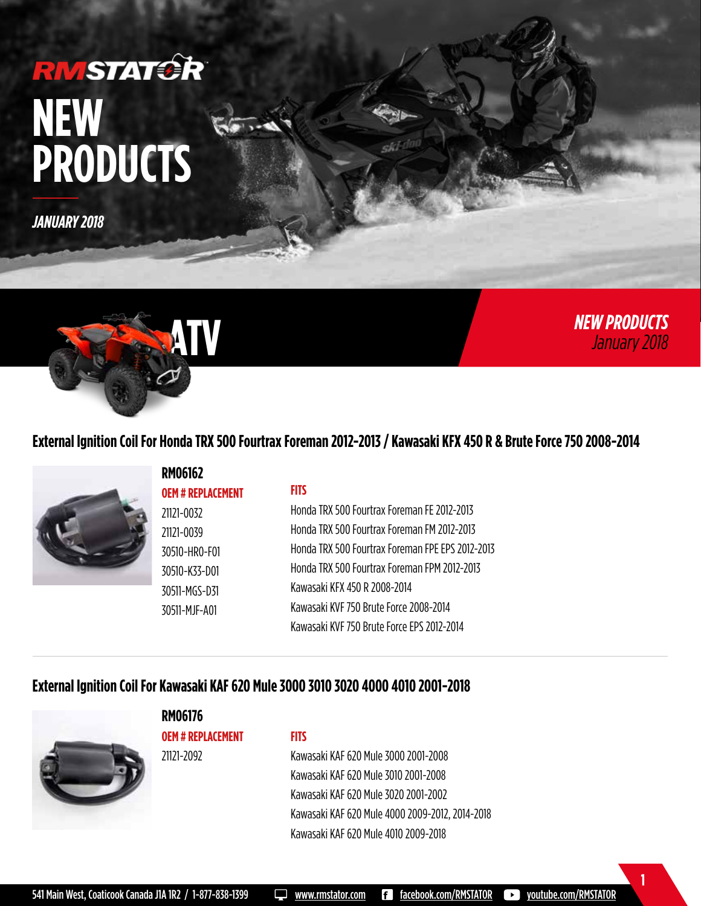# RMSTATOR

# NEW PRODUCTS

*JANUARY 2018*

## ATV

*NEW PRODUCTS*
*January 2018*

### External Ignition Coil For Honda TRX 500 Fourtrax Foreman 2012-2013 / Kawasaki KFX 450 R & Brute Force 750 2008-2014

**RM06162**

| OEM # REPLACEMENT | FITS |
| --- | --- |
| 21121-0032 | Honda TRX 500 Fourtrax Foreman FE 2012-2013 |
| 21121-0039 | Honda TRX 500 Fourtrax Foreman FM 2012-2013 |
| 30510-HR0-F01 | Honda TRX 500 Fourtrax Foreman FPE EPS 2012-2013 |
| 30510-K33-D01 | Honda TRX 500 Fourtrax Foreman FPM 2012-2013 |
| 30511-MGS-D31 | Kawasaki KFX 450 R 2008-2014 |
| 30511-MJF-A01 | Kawasaki KVF 750 Brute Force 2008-2014 |
| | Kawasaki KVF 750 Brute Force EPS 2012-2014 |

### External Ignition Coil For Kawasaki KAF 620 Mule 3000 3010 3020 4000 4010 2001-2018

**RM06176**

| OEM # REPLACEMENT | FITS |
| --- | --- |
| 21121-2092 | Kawasaki KAF 620 Mule 3000 2001-2008 |
| | Kawasaki KAF 620 Mule 3010 2001-2008 |
| | Kawasaki KAF 620 Mule 3020 2001-2002 |
| | Kawasaki KAF 620 Mule 4000 2009-2012, 2014-2018 |
| | Kawasaki KAF 620 Mule 4010 2009-2018 |

541 Main West, Coaticook Canada J1A 1R2 / 1-877-838-1399 www.rmstator.com facebook.com/RMSTATOR youtube.com/RMSTATOR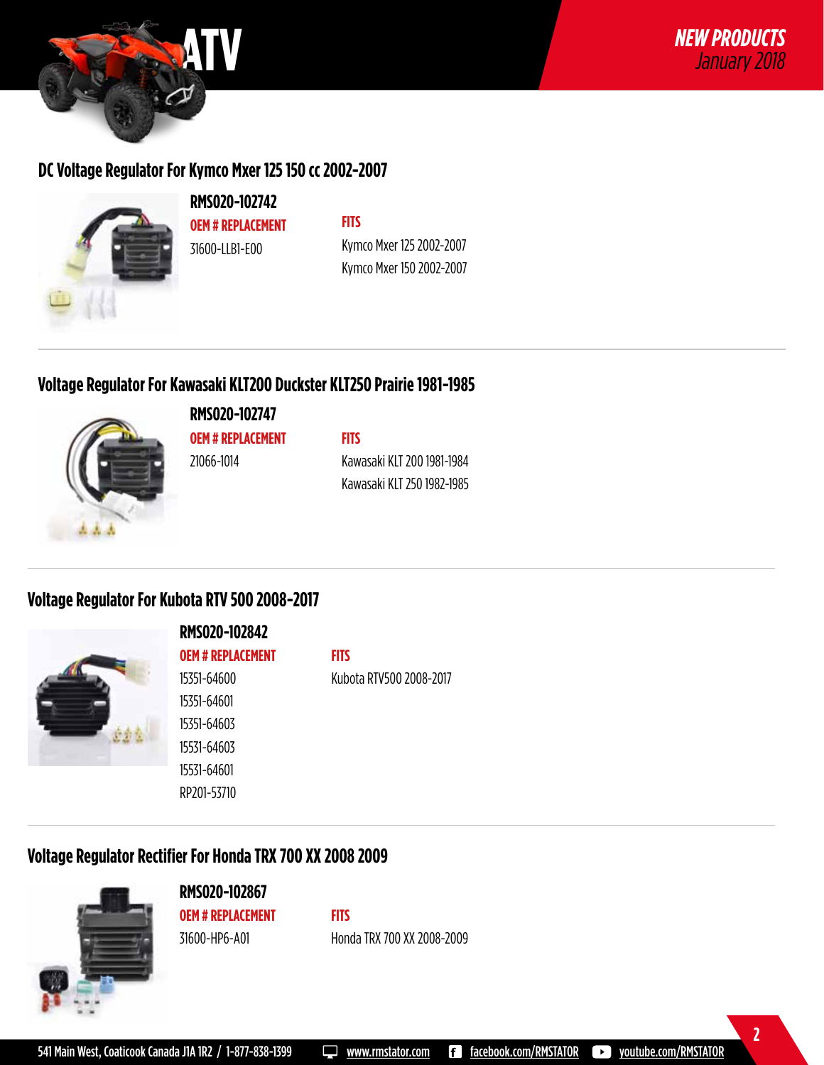# ATV

*NEW PRODUCTS*
*January 2018*

## DC Voltage Regulator For Kymco Mxer 125 150 cc 2002-2007

**RMS020-102742**

| OEM # REPLACEMENT | FITS |
| --- | --- |
| 31600-LLB1-E00 | Kymco Mxer 125 2002-2007 |
| | Kymco Mxer 150 2002-2007 |

## Voltage Regulator For Kawasaki KLT200 Duckster KLT250 Prairie 1981-1985

**RMS020-102747**

| OEM # REPLACEMENT | FITS |
| --- | --- |
| 21066-1014 | Kawasaki KLT 200 1981-1984 |
| | Kawasaki KLT 250 1982-1985 |

## Voltage Regulator For Kubota RTV 500 2008-2017

**RMS020-102842**

| OEM # REPLACEMENT | FITS |
| --- | --- |
| 15351-64600 | Kubota RTV500 2008-2017 |
| 15351-64601 | |
| 15351-64603 | |
| 15531-64603 | |
| 15531-64601 | |
| RP201-53710 | |

## Voltage Regulator Rectifier For Honda TRX 700 XX 2008 2009

**RMS020-102867**

| OEM # REPLACEMENT | FITS |
| --- | --- |
| 31600-HP6-A01 | Honda TRX 700 XX 2008-2009 |

541 Main West, Coaticook Canada J1A 1R2 / 1-877-838-1399 www.rmstator.com facebook.com/RMSTATOR youtube.com/RMSTATOR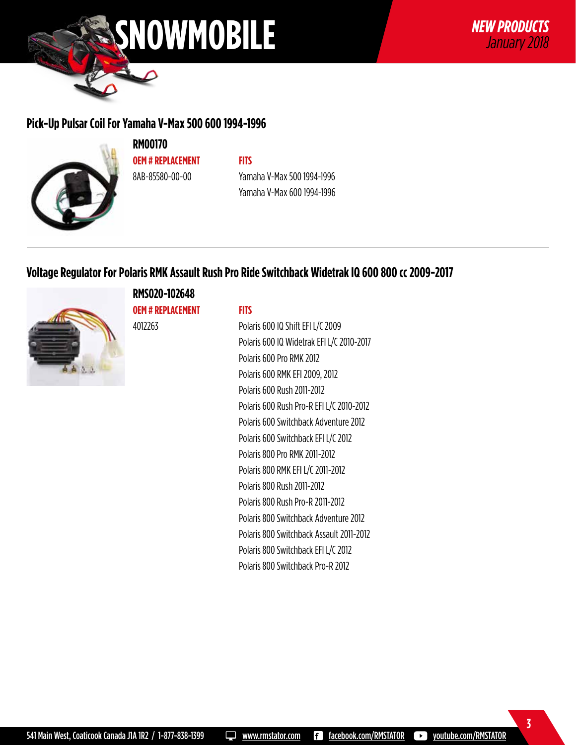# SNOWMOBILE

*NEW PRODUCTS*
*January 2018*

## Pick-Up Pulsar Coil For Yamaha V-Max 500 600 1994-1996

### RM00170

| OEM # REPLACEMENT | FITS |
|---|---|
| 8AB-85580-00-00 | Yamaha V-Max 500 1994-1996 |
| | Yamaha V-Max 600 1994-1996 |

## Voltage Regulator For Polaris RMK Assault Rush Pro Ride Switchback Widetrak IQ 600 800 cc 2009-2017

### RMS020-102648

| OEM # REPLACEMENT | FITS |
|---|---|
| 4012263 | Polaris 600 IQ Shift EFI L/C 2009 |
| | Polaris 600 IQ Widetrak EFI L/C 2010-2017 |
| | Polaris 600 Pro RMK 2012 |
| | Polaris 600 RMK EFI 2009, 2012 |
| | Polaris 600 Rush 2011-2012 |
| | Polaris 600 Rush Pro-R EFI L/C 2010-2012 |
| | Polaris 600 Switchback Adventure 2012 |
| | Polaris 600 Switchback EFI L/C 2012 |
| | Polaris 800 Pro RMK 2011-2012 |
| | Polaris 800 RMK EFI L/C 2011-2012 |
| | Polaris 800 Rush 2011-2012 |
| | Polaris 800 Rush Pro-R 2011-2012 |
| | Polaris 800 Switchback Adventure 2012 |
| | Polaris 800 Switchback Assault 2011-2012 |
| | Polaris 800 Switchback EFI L/C 2012 |
| | Polaris 800 Switchback Pro-R 2012 |

541 Main West, Coaticook Canada J1A 1R2 / 1-877-838-1399 www.rmstator.com facebook.com/RMSTATOR youtube.com/RMSTATOR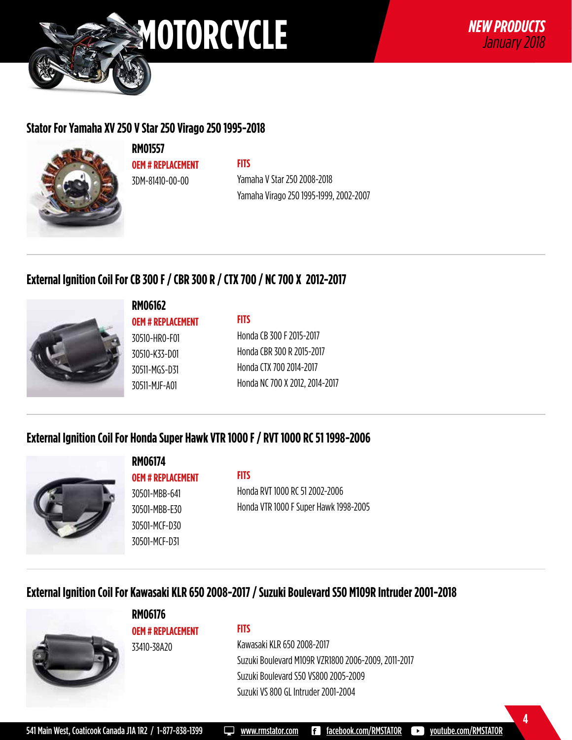# MOTORCYCLE

***NEW PRODUCTS***
*January 2018*

## Stator For Yamaha XV 250 V Star 250 Virago 250 1995-2018

**RM01557**

| OEM # REPLACEMENT | FITS |
| --- | --- |
| 3DM-81410-00-00 | Yamaha V Star 250 2008-2018 |
| | Yamaha Virago 250 1995-1999, 2002-2007 |

## External Ignition Coil For CB 300 F / CBR 300 R / CTX 700 / NC 700 X 2012-2017

**RM06162**

| OEM # REPLACEMENT | FITS |
| --- | --- |
| 30510-HR0-F01 | Honda CB 300 F 2015-2017 |
| 30510-K33-D01 | Honda CBR 300 R 2015-2017 |
| 30511-MGS-D31 | Honda CTX 700 2014-2017 |
| 30511-MJF-A01 | Honda NC 700 X 2012, 2014-2017 |

## External Ignition Coil For Honda Super Hawk VTR 1000 F / RVT 1000 RC 51 1998-2006

**RM06174**

| OEM # REPLACEMENT | FITS |
| --- | --- |
| 30501-MBB-641 | Honda RVT 1000 RC 51 2002-2006 |
| 30501-MBB-E30 | Honda VTR 1000 F Super Hawk 1998-2005 |
| 30501-MCF-D30 | |
| 30501-MCF-D31 | |

## External Ignition Coil For Kawasaki KLR 650 2008-2017 / Suzuki Boulevard S50 M109R Intruder 2001-2018

**RM06176**

| OEM # REPLACEMENT | FITS |
| --- | --- |
| 33410-38A20 | Kawasaki KLR 650 2008-2017 |
| | Suzuki Boulevard M109R VZR1800 2006-2009, 2011-2017 |
| | Suzuki Boulevard S50 VS800 2005-2009 |
| | Suzuki VS 800 GL Intruder 2001-2004 |

541 Main West, Coaticook Canada J1A 1R2 / 1-877-838-1399 www.rmstator.com facebook.com/RMSTATOR youtube.com/RMSTATOR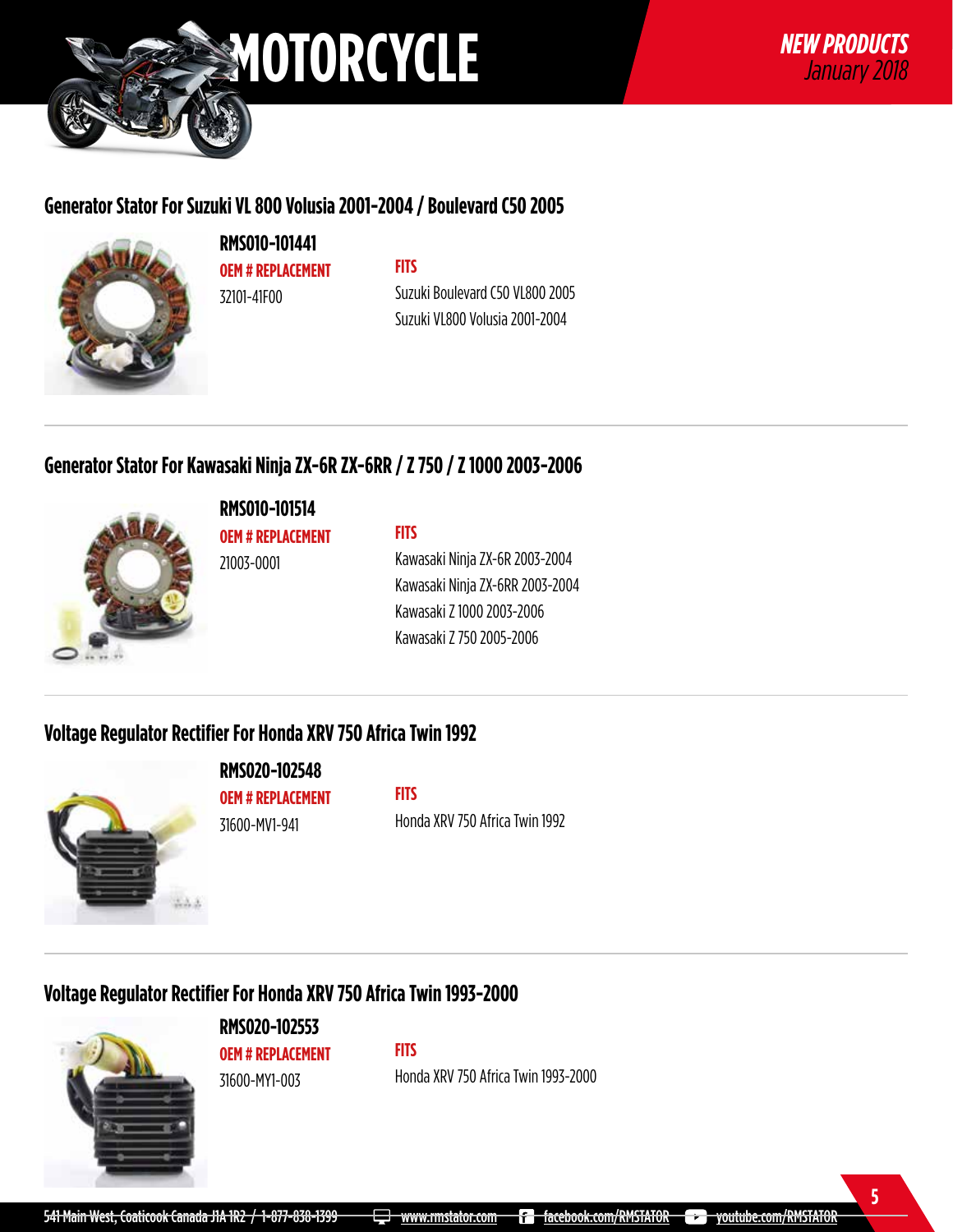# MOTORCYCLE

***NEW PRODUCTS***
*January 2018*

## Generator Stator For Suzuki VL 800 Volusia 2001-2004 / Boulevard C50 2005

**RMS010-101441**

**OEM # REPLACEMENT**
32101-41F00

**FITS**
Suzuki Boulevard C50 VL800 2005
Suzuki VL800 Volusia 2001-2004

## Generator Stator For Kawasaki Ninja ZX-6R ZX-6RR / Z 750 / Z 1000 2003-2006

**RMS010-101514**

**OEM # REPLACEMENT**
21003-0001

**FITS**
Kawasaki Ninja ZX-6R 2003-2004
Kawasaki Ninja ZX-6RR 2003-2004
Kawasaki Z 1000 2003-2006
Kawasaki Z 750 2005-2006

## Voltage Regulator Rectifier For Honda XRV 750 Africa Twin 1992

**RMS020-102548**

**OEM # REPLACEMENT**
31600-MV1-941

**FITS**
Honda XRV 750 Africa Twin 1992

## Voltage Regulator Rectifier For Honda XRV 750 Africa Twin 1993-2000

**RMS020-102553**

**OEM # REPLACEMENT**
31600-MY1-003

**FITS**
Honda XRV 750 Africa Twin 1993-2000

541 Main West, Coaticook Canada J1A 1R2 / 1-877-830-1399 www.rmstator.com facebook.com/RMSTATOR youtube.com/RMSTATOR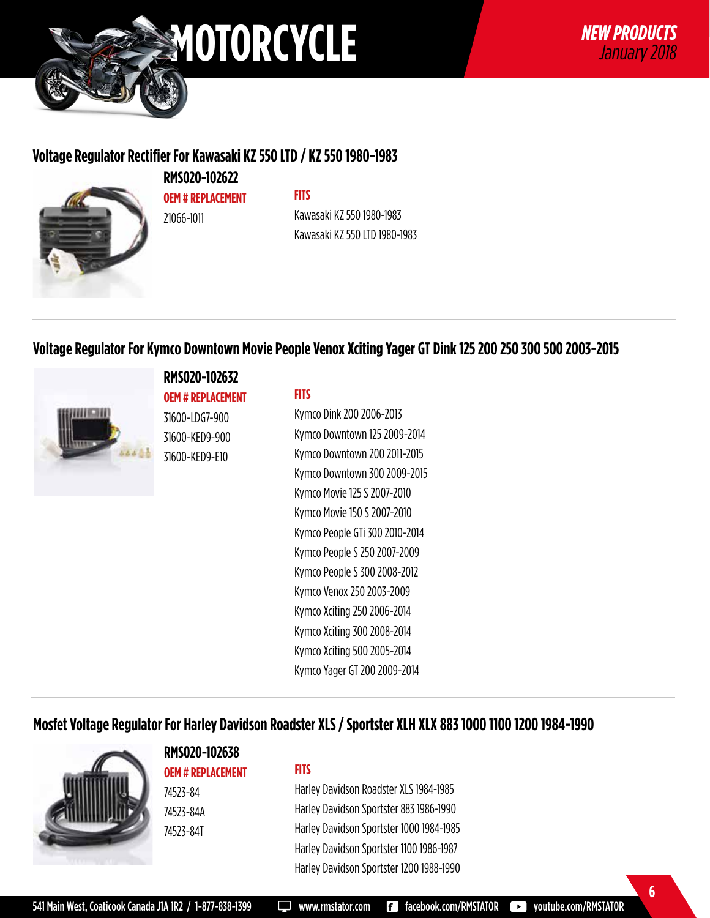# MOTORCYCLE

*NEW PRODUCTS*
*January 2018*

## Voltage Regulator Rectifier For Kawasaki KZ 550 LTD / KZ 550 1980-1983

**RMS020-102622**

| OEM # REPLACEMENT | FITS |
|---|---|
| 21066-1011 | Kawasaki KZ 550 1980-1983 |
| | Kawasaki KZ 550 LTD 1980-1983 |

## Voltage Regulator For Kymco Downtown Movie People Venox Xciting Yager GT Dink 125 200 250 300 500 2003-2015

**RMS020-102632**

| OEM # REPLACEMENT | FITS |
|---|---|
| 31600-LDG7-900 | Kymco Dink 200 2006-2013 |
| 31600-KED9-900 | Kymco Downtown 125 2009-2014 |
| 31600-KED9-E10 | Kymco Downtown 200 2011-2015 |
| | Kymco Downtown 300 2009-2015 |
| | Kymco Movie 125 S 2007-2010 |
| | Kymco Movie 150 S 2007-2010 |
| | Kymco People GTi 300 2010-2014 |
| | Kymco People S 250 2007-2009 |
| | Kymco People S 300 2008-2012 |
| | Kymco Venox 250 2003-2009 |
| | Kymco Xciting 250 2006-2014 |
| | Kymco Xciting 300 2008-2014 |
| | Kymco Xciting 500 2005-2014 |
| | Kymco Yager GT 200 2009-2014 |

## Mosfet Voltage Regulator For Harley Davidson Roadster XLS / Sportster XLH XLX 883 1000 1100 1200 1984-1990

**RMS020-102638**

| OEM # REPLACEMENT | FITS |
|---|---|
| 74523-84 | Harley Davidson Roadster XLS 1984-1985 |
| 74523-84A | Harley Davidson Sportster 883 1986-1990 |
| 74523-84T | Harley Davidson Sportster 1000 1984-1985 |
| | Harley Davidson Sportster 1100 1986-1987 |
| | Harley Davidson Sportster 1200 1988-1990 |

541 Main West, Coaticook Canada J1A 1R2 / 1-877-838-1399 www.rmstator.com facebook.com/RMSTATOR youtube.com/RMSTATOR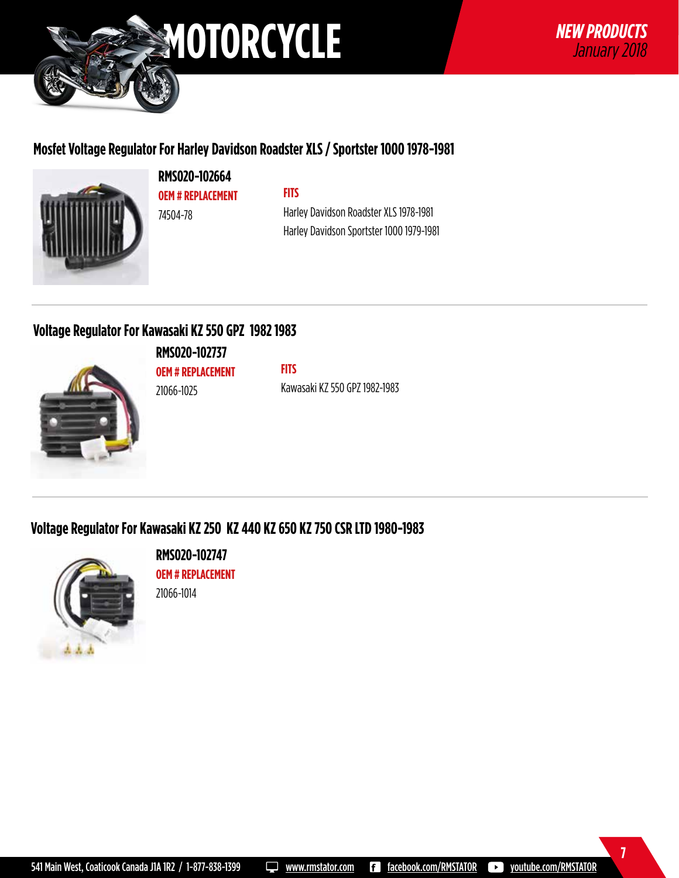# MOTORCYCLE

***NEW PRODUCTS***
*January 2018*

## Mosfet Voltage Regulator For Harley Davidson Roadster XLS / Sportster 1000 1978-1981

**RMS020-102664**

**OEM # REPLACEMENT**
74504-78

**FITS**
Harley Davidson Roadster XLS 1978-1981
Harley Davidson Sportster 1000 1979-1981

## Voltage Regulator For Kawasaki KZ 550 GPZ 1982 1983

**RMS020-102737**

**OEM # REPLACEMENT**
21066-1025

**FITS**
Kawasaki KZ 550 GPZ 1982-1983

## Voltage Regulator For Kawasaki KZ 250 KZ 440 KZ 650 KZ 750 CSR LTD 1980-1983

**RMS020-102747**

**OEM # REPLACEMENT**
21066-1014

541 Main West, Coaticook Canada J1A 1R2 / 1-877-838-1399 www.rmstator.com facebook.com/RMSTATOR youtube.com/RMSTATOR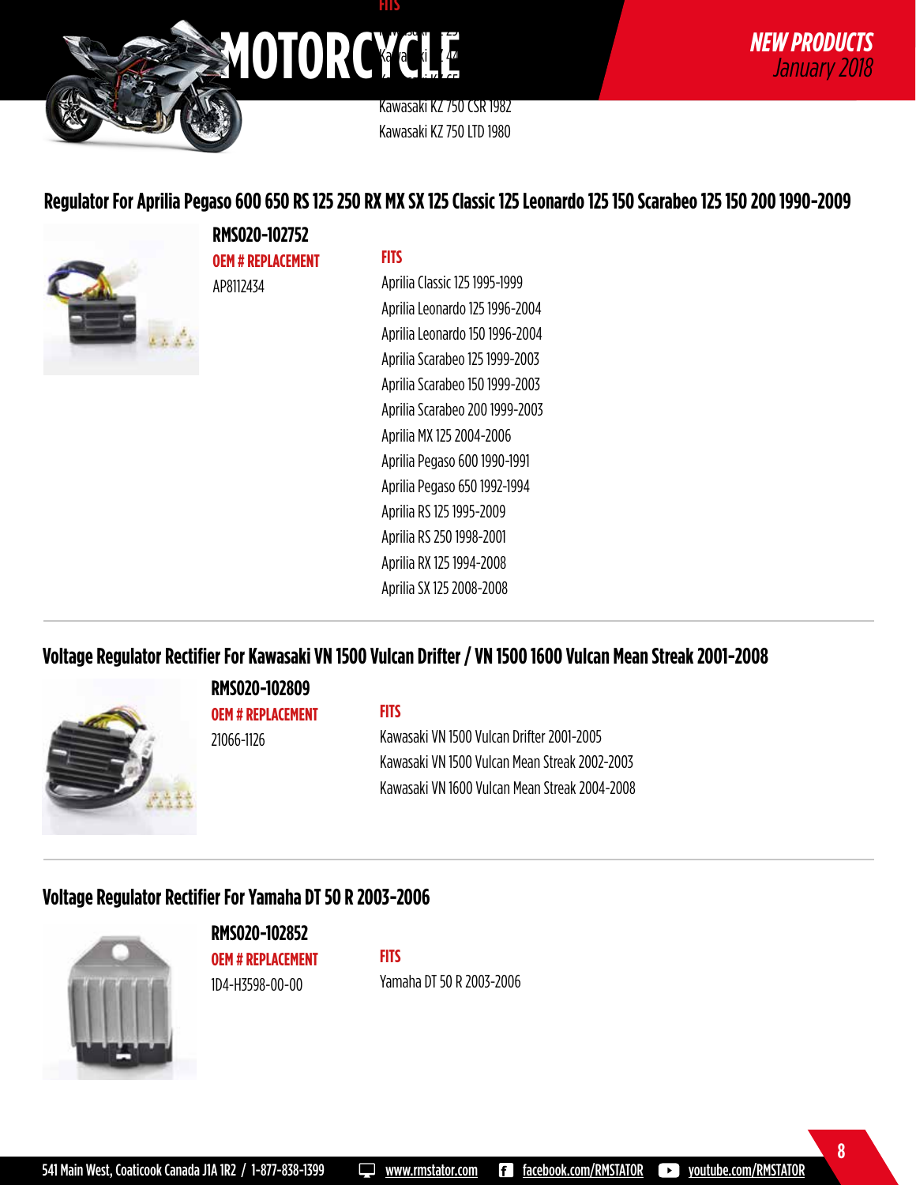Kawasaki KZ 750 CSR 1982
Kawasaki KZ 750 LTD 1980

## Regulator For Aprilia Pegaso 600 650 RS 125 250 RX MX SX 125 Classic 125 Leonardo 125 150 Scarabeo 125 150 200 1990-2009

**RMS020-102752**

**OEM # REPLACEMENT**
AP8112434

**FITS**
Aprilia Classic 125 1995-1999
Aprilia Leonardo 125 1996-2004
Aprilia Leonardo 150 1996-2004
Aprilia Scarabeo 125 1999-2003
Aprilia Scarabeo 150 1999-2003
Aprilia Scarabeo 200 1999-2003
Aprilia MX 125 2004-2006
Aprilia Pegaso 600 1990-1991
Aprilia Pegaso 650 1992-1994
Aprilia RS 125 1995-2009
Aprilia RS 250 1998-2001
Aprilia RX 125 1994-2008
Aprilia SX 125 2008-2008

## Voltage Regulator Rectifier For Kawasaki VN 1500 Vulcan Drifter / VN 1500 1600 Vulcan Mean Streak 2001-2008

**RMS020-102809**

**OEM # REPLACEMENT**
21066-1126

**FITS**
Kawasaki VN 1500 Vulcan Drifter 2001-2005
Kawasaki VN 1500 Vulcan Mean Streak 2002-2003
Kawasaki VN 1600 Vulcan Mean Streak 2004-2008

## Voltage Regulator Rectifier For Yamaha DT 50 R 2003-2006

**RMS020-102852**

**OEM # REPLACEMENT**
1D4-H3598-00-00

**FITS**
Yamaha DT 50 R 2003-2006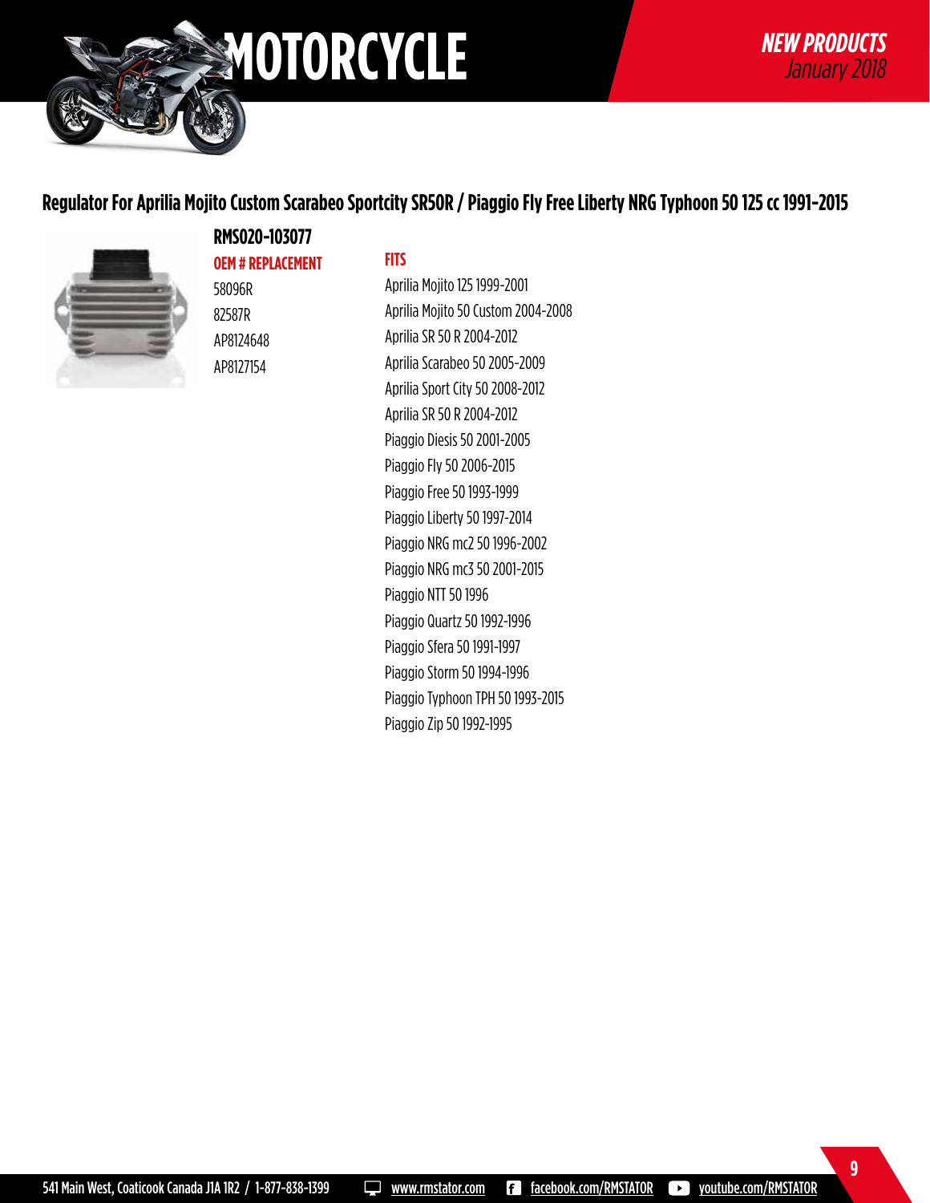# MOTORCYCLE

***NEW PRODUCTS***
*January 2018*

## Regulator For Aprilia Mojito Custom Scarabeo Sportcity SR50R / Piaggio Fly Free Liberty NRG Typhoon 50 125 cc 1991-2015

### RMS020-103077

**OEM # REPLACEMENT**

58096R
82587R
AP8124648
AP8127154

**FITS**

Aprilia Mojito 125 1999-2001
Aprilia Mojito 50 Custom 2004-2008
Aprilia SR 50 R 2004-2012
Aprilia Scarabeo 50 2005-2009
Aprilia Sport City 50 2008-2012
Aprilia SR 50 R 2004-2012
Piaggio Diesis 50 2001-2005
Piaggio Fly 50 2006-2015
Piaggio Free 50 1993-1999
Piaggio Liberty 50 1997-2014
Piaggio NRG mc2 50 1996-2002
Piaggio NRG mc3 50 2001-2015
Piaggio NTT 50 1996
Piaggio Quartz 50 1992-1996
Piaggio Sfera 50 1991-1997
Piaggio Storm 50 1994-1996
Piaggio Typhoon TPH 50 1993-2015
Piaggio Zip 50 1992-1995

541 Main West, Coaticook Canada J1A 1R2 / 1-877-838-1399 www.rmstator.com facebook.com/RMSTATOR youtube.com/RMSTATOR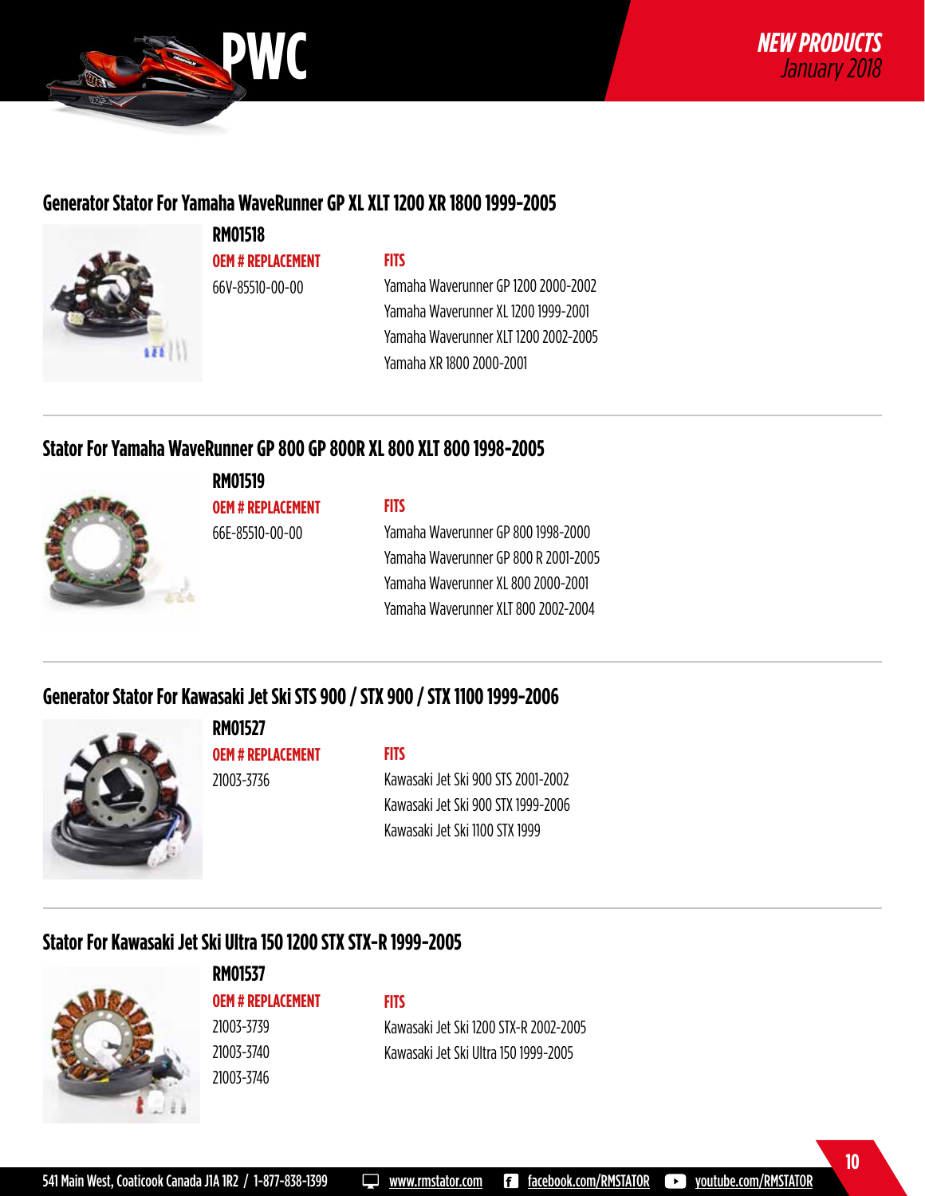# PWC

**NEW PRODUCTS**
*January 2018*

## Generator Stator For Yamaha WaveRunner GP XL XLT 1200 XR 1800 1999-2005

### RM01518

| OEM # REPLACEMENT | FITS |
|---|---|
| 66V-85510-00-00 | Yamaha Waverunner GP 1200 2000-2002 |
| | Yamaha Waverunner XL 1200 1999-2001 |
| | Yamaha Waverunner XLT 1200 2002-2005 |
| | Yamaha XR 1800 2000-2001 |

## Stator For Yamaha WaveRunner GP 800 GP 800R XL 800 XLT 800 1998-2005

### RM01519

| OEM # REPLACEMENT | FITS |
|---|---|
| 66E-85510-00-00 | Yamaha Waverunner GP 800 1998-2000 |
| | Yamaha Waverunner GP 800 R 2001-2005 |
| | Yamaha Waverunner XL 800 2000-2001 |
| | Yamaha Waverunner XLT 800 2002-2004 |

## Generator Stator For Kawasaki Jet Ski STS 900 / STX 900 / STX 1100 1999-2006

### RM01527

| OEM # REPLACEMENT | FITS |
|---|---|
| 21003-3736 | Kawasaki Jet Ski 900 STS 2001-2002 |
| | Kawasaki Jet Ski 900 STX 1999-2006 |
| | Kawasaki Jet Ski 1100 STX 1999 |

## Stator For Kawasaki Jet Ski Ultra 150 1200 STX STX-R 1999-2005

### RM01537

| OEM # REPLACEMENT | FITS |
|---|---|
| 21003-3739 | Kawasaki Jet Ski 1200 STX-R 2002-2005 |
| 21003-3740 | Kawasaki Jet Ski Ultra 150 1999-2005 |
| 21003-3746 | |

541 Main West, Coaticook Canada J1A 1R2 / 1-877-838-1399 | www.rmstator.com | facebook.com/RMSTATOR | youtube.com/RMSTATOR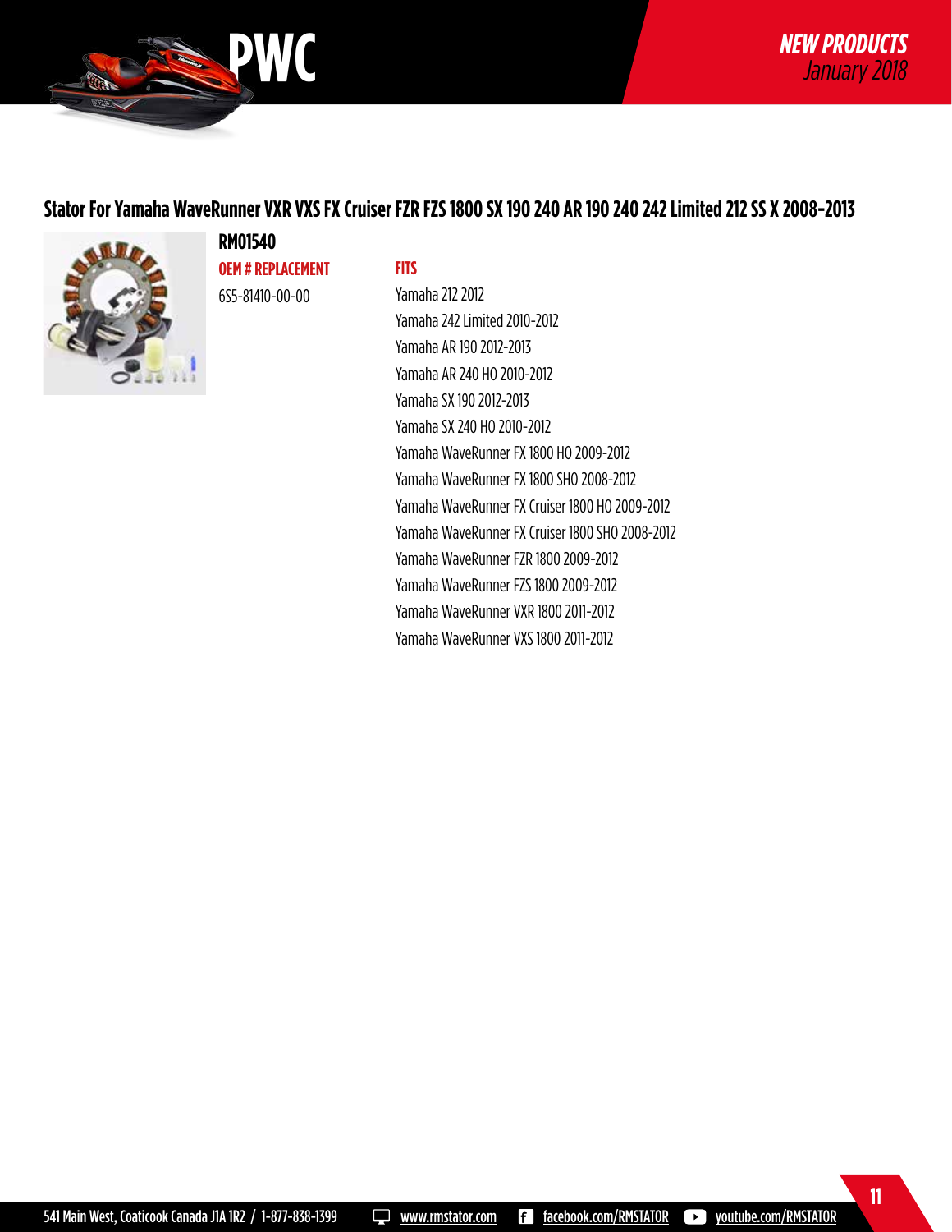# PWC

***NEW PRODUCTS***
*January 2018*

## Stator For Yamaha WaveRunner VXR VXS FX Cruiser FZR FZS 1800 SX 190 240 AR 190 240 242 Limited 212 SS X 2008-2013

**RM01540**

**OEM # REPLACEMENT**

6S5-81410-00-00

**FITS**

- Yamaha 212 2012
- Yamaha 242 Limited 2010-2012
- Yamaha AR 190 2012-2013
- Yamaha AR 240 HO 2010-2012
- Yamaha SX 190 2012-2013
- Yamaha SX 240 HO 2010-2012
- Yamaha WaveRunner FX 1800 HO 2009-2012
- Yamaha WaveRunner FX 1800 SHO 2008-2012
- Yamaha WaveRunner FX Cruiser 1800 HO 2009-2012
- Yamaha WaveRunner FX Cruiser 1800 SHO 2008-2012
- Yamaha WaveRunner FZR 1800 2009-2012
- Yamaha WaveRunner FZS 1800 2009-2012
- Yamaha WaveRunner VXR 1800 2011-2012
- Yamaha WaveRunner VXS 1800 2011-2012

541 Main West, Coaticook Canada J1A 1R2 / 1-877-838-1399 www.rmstator.com facebook.com/RMSTATOR youtube.com/RMSTATOR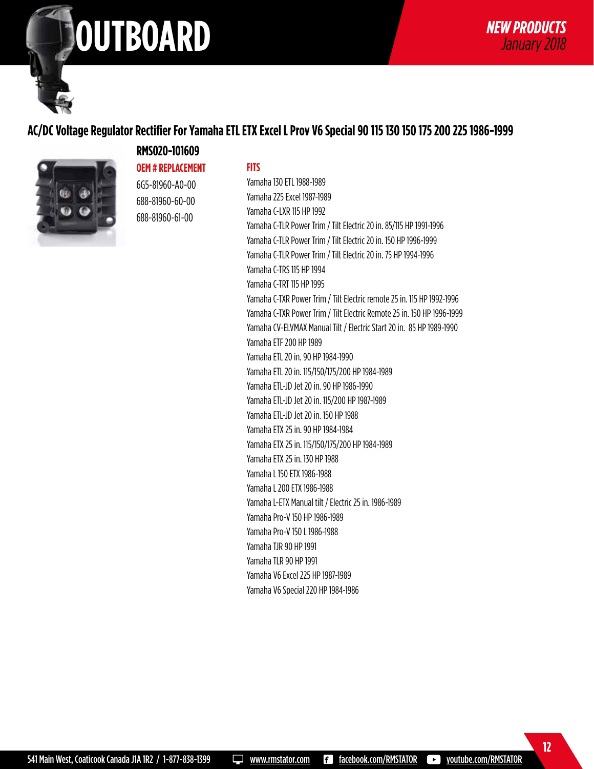# OUTBOARD

***NEW PRODUCTS***
*January 2018*

## AC/DC Voltage Regulator Rectifier For Yamaha ETL ETX Excel L Prov V6 Special 90 115 130 150 175 200 225 1986-1999

**RMS020-101609**

**OEM # REPLACEMENT**

6G5-81960-A0-00
688-81960-60-00
688-81960-61-00

**FITS**

Yamaha 130 ETL 1988-1989
Yamaha 225 Excel 1987-1989
Yamaha C-LXR 115 HP 1992
Yamaha C-TLR Power Trim / Tilt Electric 20 in. 85/115 HP 1991-1996
Yamaha C-TLR Power Trim / Tilt Electric 20 in. 150 HP 1996-1999
Yamaha C-TLR Power Trim / Tilt Electric 20 in. 75 HP 1994-1996
Yamaha C-TRS 115 HP 1994
Yamaha C-TRT 115 HP 1995
Yamaha C-TXR Power Trim / Tilt Electric remote 25 in. 115 HP 1992-1996
Yamaha C-TXR Power Trim / Tilt Electric Remote 25 in. 150 HP 1996-1999
Yamaha CV-ELVMAX Manual Tilt / Electric Start 20 in. 85 HP 1989-1990
Yamaha ETF 200 HP 1989
Yamaha ETL 20 in. 90 HP 1984-1990
Yamaha ETL 20 in. 115/150/175/200 HP 1984-1989
Yamaha ETL-JD Jet 20 in. 90 HP 1986-1990
Yamaha ETL-JD Jet 20 in. 115/200 HP 1987-1989
Yamaha ETL-JD Jet 20 in. 150 HP 1988
Yamaha ETX 25 in. 90 HP 1984-1984
Yamaha ETX 25 in. 115/150/175/200 HP 1984-1989
Yamaha ETX 25 in. 130 HP 1988
Yamaha L 150 ETX 1986-1988
Yamaha L 200 ETX 1986-1988
Yamaha L-ETX Manual tilt / Electric 25 in. 1986-1989
Yamaha Pro-V 150 HP 1986-1989
Yamaha Pro-V 150 L 1986-1988
Yamaha TJR 90 HP 1991
Yamaha TLR 90 HP 1991
Yamaha V6 Excel 225 HP 1987-1989
Yamaha V6 Special 220 HP 1984-1986

541 Main West, Coaticook Canada J1A 1R2 / 1-877-838-1399 www.rmstator.com facebook.com/RMSTATOR youtube.com/RMSTATOR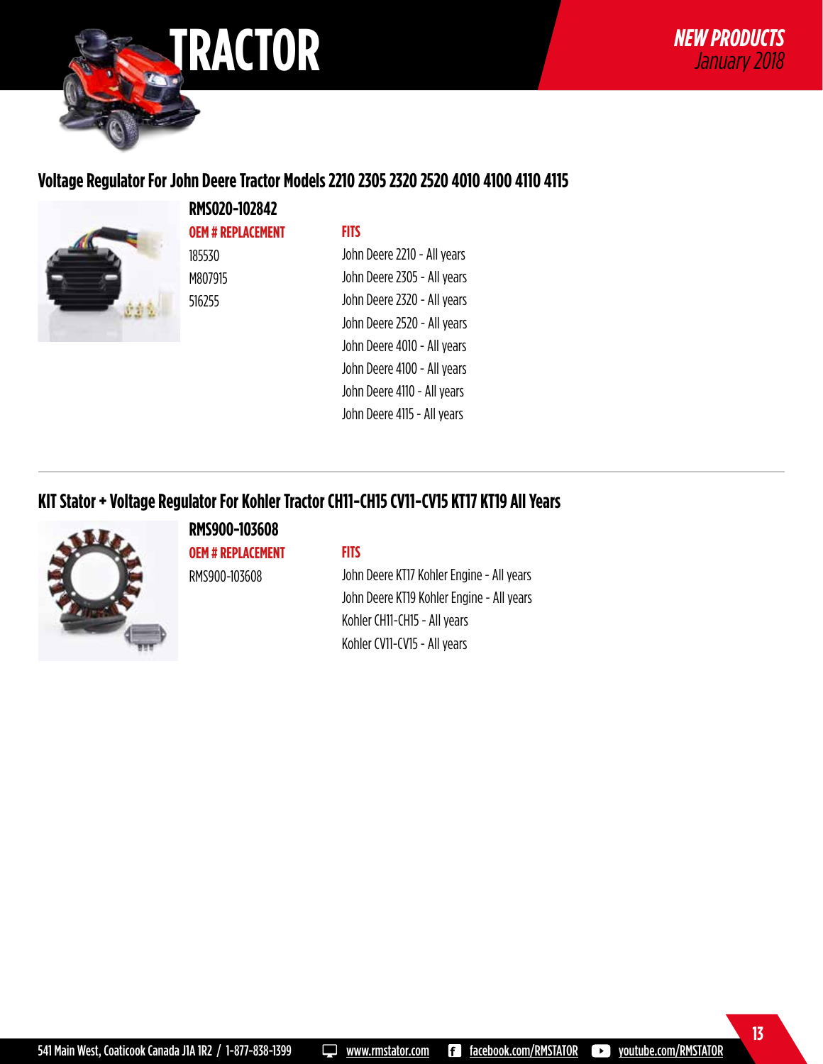# TRACTOR

*NEW PRODUCTS*
*January 2018*

## Voltage Regulator For John Deere Tractor Models 2210 2305 2320 2520 4010 4100 4110 4115

### RMS020-102842

| OEM # REPLACEMENT | FITS |
| --- | --- |
| 185530 | John Deere 2210 - All years |
| M807915 | John Deere 2305 - All years |
| 516255 | John Deere 2320 - All years |
| | John Deere 2520 - All years |
| | John Deere 4010 - All years |
| | John Deere 4100 - All years |
| | John Deere 4110 - All years |
| | John Deere 4115 - All years |

---

## KIT Stator + Voltage Regulator For Kohler Tractor CH11-CH15 CV11-CV15 KT17 KT19 All Years

### RMS900-103608

| OEM # REPLACEMENT | FITS |
| --- | --- |
| RMS900-103608 | John Deere KT17 Kohler Engine - All years |
| | John Deere KT19 Kohler Engine - All years |
| | Kohler CH11-CH15 - All years |
| | Kohler CV11-CV15 - All years |

541 Main West, Coaticook Canada J1A 1R2 / 1-877-838-1399 www.rmstator.com facebook.com/RMSTATOR youtube.com/RMSTATOR